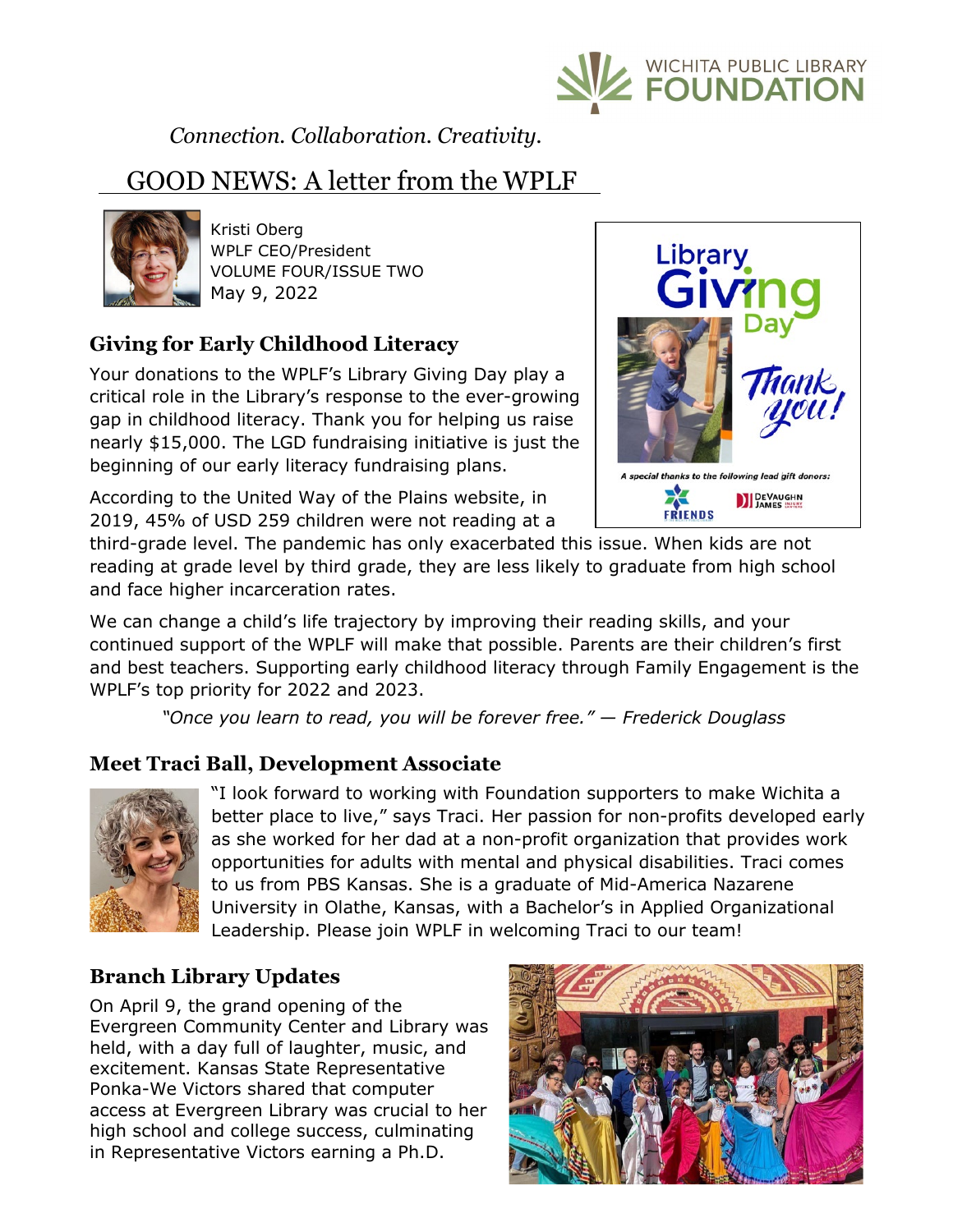WICHITA PUBLIC LIBRARY FOUNDATION

*Connection. Collaboration. Creativity.*

# GOOD NEWS: A letter from the WPLF

Kristi Oberg
WPLF CEO/President
VOLUME FOUR/ISSUE TWO
May 9, 2022

## Giving for Early Childhood Literacy

Your donations to the WPLF's Library Giving Day play a critical role in the Library's response to the ever-growing gap in childhood literacy. Thank you for helping us raise nearly $15,000. The LGD fundraising initiative is just the beginning of our early literacy fundraising plans.

According to the United Way of the Plains website, in 2019, 45% of USD 259 children were not reading at a third-grade level. The pandemic has only exacerbated this issue. When kids are not reading at grade level by third grade, they are less likely to graduate from high school and face higher incarceration rates.

We can change a child's life trajectory by improving their reading skills, and your continued support of the WPLF will make that possible. Parents are their children's first and best teachers. Supporting early childhood literacy through Family Engagement is the WPLF's top priority for 2022 and 2023.

*"Once you learn to read, you will be forever free." — Frederick Douglass*

Library Giving Day

Thank you!

*A special thanks to the following lead gift donors:*

FRIENDS

DeVaughn James

## Meet Traci Ball, Development Associate

"I look forward to working with Foundation supporters to make Wichita a better place to live," says Traci. Her passion for non-profits developed early as she worked for her dad at a non-profit organization that provides work opportunities for adults with mental and physical disabilities. Traci comes to us from PBS Kansas. She is a graduate of Mid-America Nazarene University in Olathe, Kansas, with a Bachelor's in Applied Organizational Leadership. Please join WPLF in welcoming Traci to our team!

## Branch Library Updates

On April 9, the grand opening of the Evergreen Community Center and Library was held, with a day full of laughter, music, and excitement. Kansas State Representative Ponka-We Victors shared that computer access at Evergreen Library was crucial to her high school and college success, culminating in Representative Victors earning a Ph.D.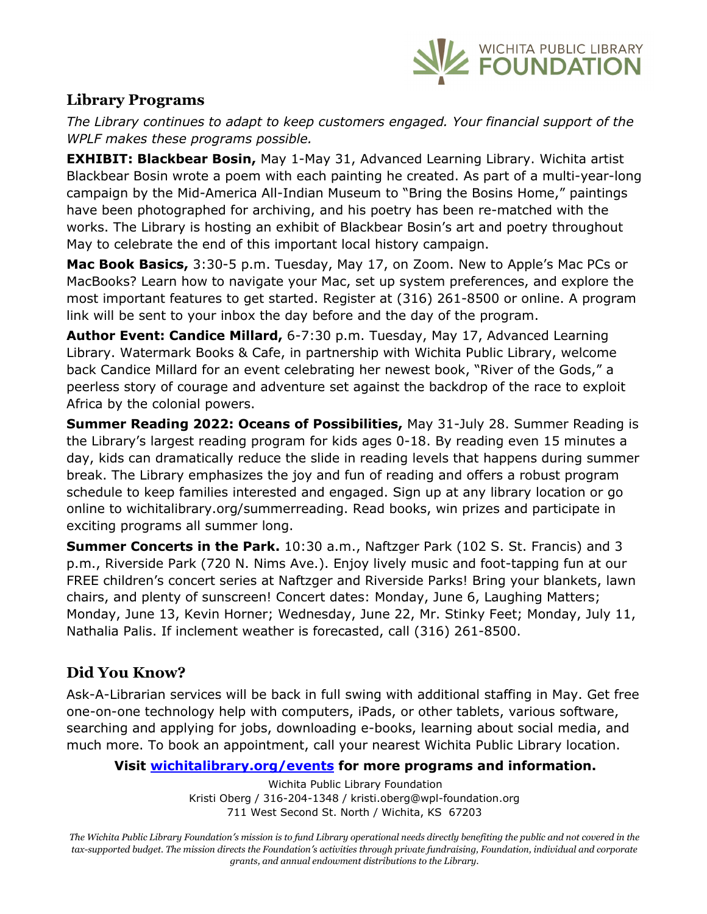WICHITA PUBLIC LIBRARY **FOUNDATION**

## Library Programs

*The Library continues to adapt to keep customers engaged. Your financial support of the WPLF makes these programs possible.*

**EXHIBIT: Blackbear Bosin,** May 1-May 31, Advanced Learning Library. Wichita artist Blackbear Bosin wrote a poem with each painting he created. As part of a multi-year-long campaign by the Mid-America All-Indian Museum to "Bring the Bosins Home," paintings have been photographed for archiving, and his poetry has been re-matched with the works. The Library is hosting an exhibit of Blackbear Bosin's art and poetry throughout May to celebrate the end of this important local history campaign.

**Mac Book Basics,** 3:30-5 p.m. Tuesday, May 17, on Zoom. New to Apple's Mac PCs or MacBooks? Learn how to navigate your Mac, set up system preferences, and explore the most important features to get started. Register at (316) 261-8500 or online. A program link will be sent to your inbox the day before and the day of the program.

**Author Event: Candice Millard,** 6-7:30 p.m. Tuesday, May 17, Advanced Learning Library. Watermark Books & Cafe, in partnership with Wichita Public Library, welcome back Candice Millard for an event celebrating her newest book, "River of the Gods," a peerless story of courage and adventure set against the backdrop of the race to exploit Africa by the colonial powers.

**Summer Reading 2022: Oceans of Possibilities,** May 31-July 28. Summer Reading is the Library's largest reading program for kids ages 0-18. By reading even 15 minutes a day, kids can dramatically reduce the slide in reading levels that happens during summer break. The Library emphasizes the joy and fun of reading and offers a robust program schedule to keep families interested and engaged. Sign up at any library location or go online to wichitalibrary.org/summerreading. Read books, win prizes and participate in exciting programs all summer long.

**Summer Concerts in the Park.** 10:30 a.m., Naftzger Park (102 S. St. Francis) and 3 p.m., Riverside Park (720 N. Nims Ave.). Enjoy lively music and foot-tapping fun at our FREE children's concert series at Naftzger and Riverside Parks! Bring your blankets, lawn chairs, and plenty of sunscreen! Concert dates: Monday, June 6, Laughing Matters; Monday, June 13, Kevin Horner; Wednesday, June 22, Mr. Stinky Feet; Monday, July 11, Nathalia Palis. If inclement weather is forecasted, call (316) 261-8500.

## Did You Know?

Ask-A-Librarian services will be back in full swing with additional staffing in May. Get free one-on-one technology help with computers, iPads, or other tablets, various software, searching and applying for jobs, downloading e-books, learning about social media, and much more. To book an appointment, call your nearest Wichita Public Library location.

**Visit [wichitalibrary.org/events](wichitalibrary.org/events) for more programs and information.**

Wichita Public Library Foundation
Kristi Oberg / 316-204-1348 / kristi.oberg@wpl-foundation.org
711 West Second St. North / Wichita, KS 67203

*The Wichita Public Library Foundation's mission is to fund Library operational needs directly benefiting the public and not covered in the tax-supported budget. The mission directs the Foundation's activities through private fundraising, Foundation, individual and corporate grants, and annual endowment distributions to the Library.*